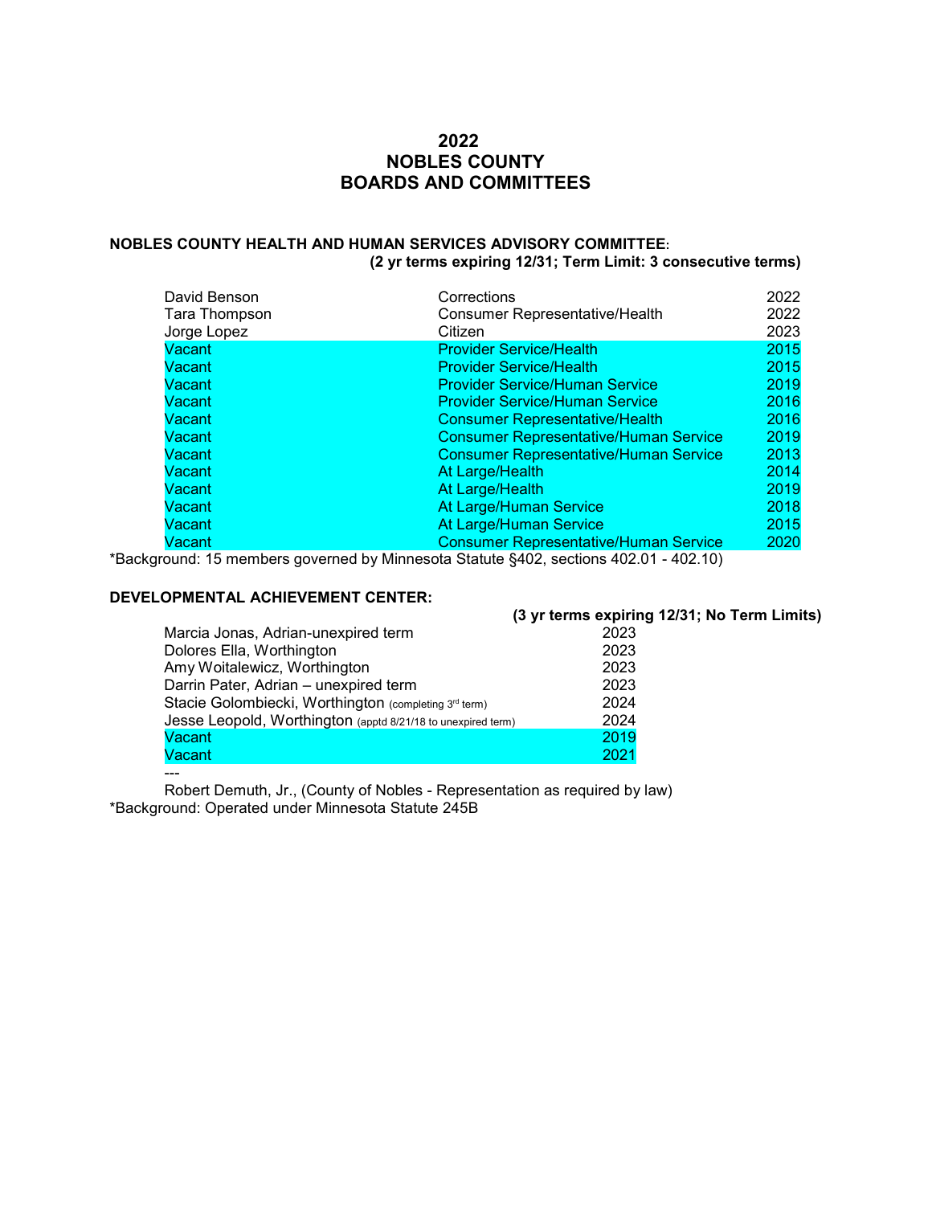# 2022
# NOBLES COUNTY
# BOARDS AND COMMITTEES

### NOBLES COUNTY HEALTH AND HUMAN SERVICES ADVISORY COMMITTEE:
**(2 yr terms expiring 12/31; Term Limit: 3 consecutive terms)**

| Name | Position | Term |
|---|---|---|
| David Benson | Corrections | 2022 |
| Tara Thompson | Consumer Representative/Health | 2022 |
| Jorge Lopez | Citizen | 2023 |
| Vacant | Provider Service/Health | 2015 |
| Vacant | Provider Service/Health | 2015 |
| Vacant | Provider Service/Human Service | 2019 |
| Vacant | Provider Service/Human Service | 2016 |
| Vacant | Consumer Representative/Health | 2016 |
| Vacant | Consumer Representative/Human Service | 2019 |
| Vacant | Consumer Representative/Human Service | 2013 |
| Vacant | At Large/Health | 2014 |
| Vacant | At Large/Health | 2019 |
| Vacant | At Large/Human Service | 2018 |
| Vacant | At Large/Human Service | 2015 |
| Vacant | Consumer Representative/Human Service | 2020 |

*Background: 15 members governed by Minnesota Statute §402, sections 402.01 - 402.10)

### DEVELOPMENTAL ACHIEVEMENT CENTER:
**(3 yr terms expiring 12/31; No Term Limits)**

| Name | Term |
|---|---|
| Marcia Jonas, Adrian-unexpired term | 2023 |
| Dolores Ella, Worthington | 2023 |
| Amy Woitalewicz, Worthington | 2023 |
| Darrin Pater, Adrian – unexpired term | 2023 |
| Stacie Golombiecki, Worthington (completing 3rd term) | 2024 |
| Jesse Leopold, Worthington (apptd 8/21/18 to unexpired term) | 2024 |
| Vacant | 2019 |
| Vacant | 2021 |

---

Robert Demuth, Jr., (County of Nobles - Representation as required by law)

*Background: Operated under Minnesota Statute 245B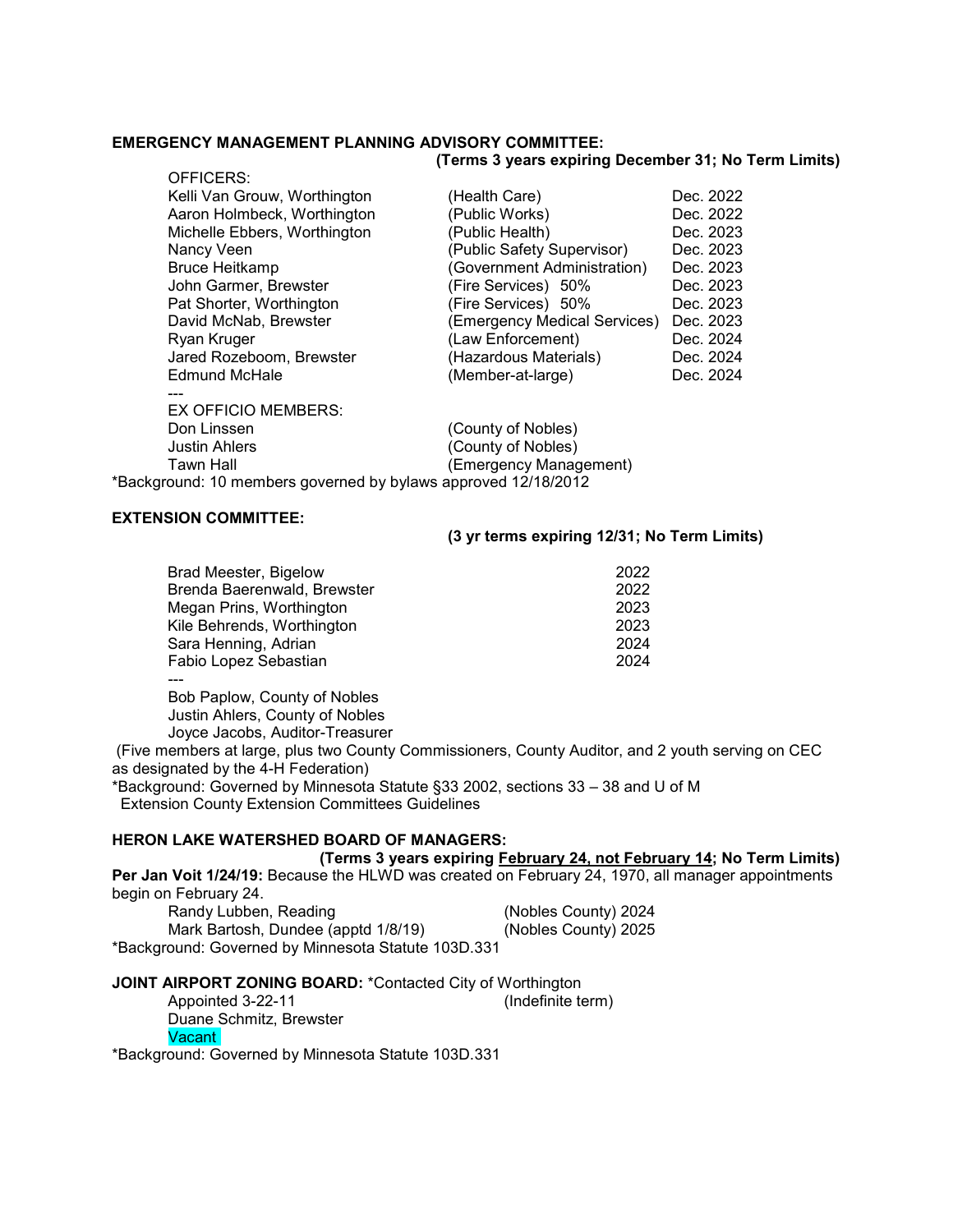**EMERGENCY MANAGEMENT PLANNING ADVISORY COMMITTEE:**

**(Terms 3 years expiring December 31; No Term Limits)**

OFFICERS:

| Name | Role | Term |
|---|---|---|
| Kelli Van Grouw, Worthington | (Health Care) | Dec. 2022 |
| Aaron Holmbeck, Worthington | (Public Works) | Dec. 2022 |
| Michelle Ebbers, Worthington | (Public Health) | Dec. 2023 |
| Nancy Veen | (Public Safety Supervisor) | Dec. 2023 |
| Bruce Heitkamp | (Government Administration) | Dec. 2023 |
| John Garmer, Brewster | (Fire Services) 50% | Dec. 2023 |
| Pat Shorter, Worthington | (Fire Services) 50% | Dec. 2023 |
| David McNab, Brewster | (Emergency Medical Services) | Dec. 2023 |
| Ryan Kruger | (Law Enforcement) | Dec. 2024 |
| Jared Rozeboom, Brewster | (Hazardous Materials) | Dec. 2024 |
| Edmund McHale | (Member-at-large) | Dec. 2024 |

---

EX OFFICIO MEMBERS:

| Name | Role |
|---|---|
| Don Linssen | (County of Nobles) |
| Justin Ahlers | (County of Nobles) |
| Tawn Hall | (Emergency Management) |

*Background: 10 members governed by bylaws approved 12/18/2012

**EXTENSION COMMITTEE:**

**(3 yr terms expiring 12/31; No Term Limits)**

| Name | Term |
|---|---|
| Brad Meester, Bigelow | 2022 |
| Brenda Baerenwald, Brewster | 2022 |
| Megan Prins, Worthington | 2023 |
| Kile Behrends, Worthington | 2023 |
| Sara Henning, Adrian | 2024 |
| Fabio Lopez Sebastian | 2024 |

---

Bob Paplow, County of Nobles
Justin Ahlers, County of Nobles
Joyce Jacobs, Auditor-Treasurer

(Five members at large, plus two County Commissioners, County Auditor, and 2 youth serving on CEC as designated by the 4-H Federation)

*Background: Governed by Minnesota Statute §33 2002, sections 33 – 38 and U of M Extension County Extension Committees Guidelines

**HERON LAKE WATERSHED BOARD OF MANAGERS:**

**(Terms 3 years expiring February 24, not February 14; No Term Limits)**

**Per Jan Voit 1/24/19:** Because the HLWD was created on February 24, 1970, all manager appointments begin on February 24.

| Name | Term |
|---|---|
| Randy Lubben, Reading | (Nobles County) 2024 |
| Mark Bartosh, Dundee (apptd 1/8/19) | (Nobles County) 2025 |

*Background: Governed by Minnesota Statute 103D.331

**JOINT AIRPORT ZONING BOARD:** *Contacted City of Worthington

Appointed 3-22-11 (Indefinite term)

Duane Schmitz, Brewster
Vacant

*Background: Governed by Minnesota Statute 103D.331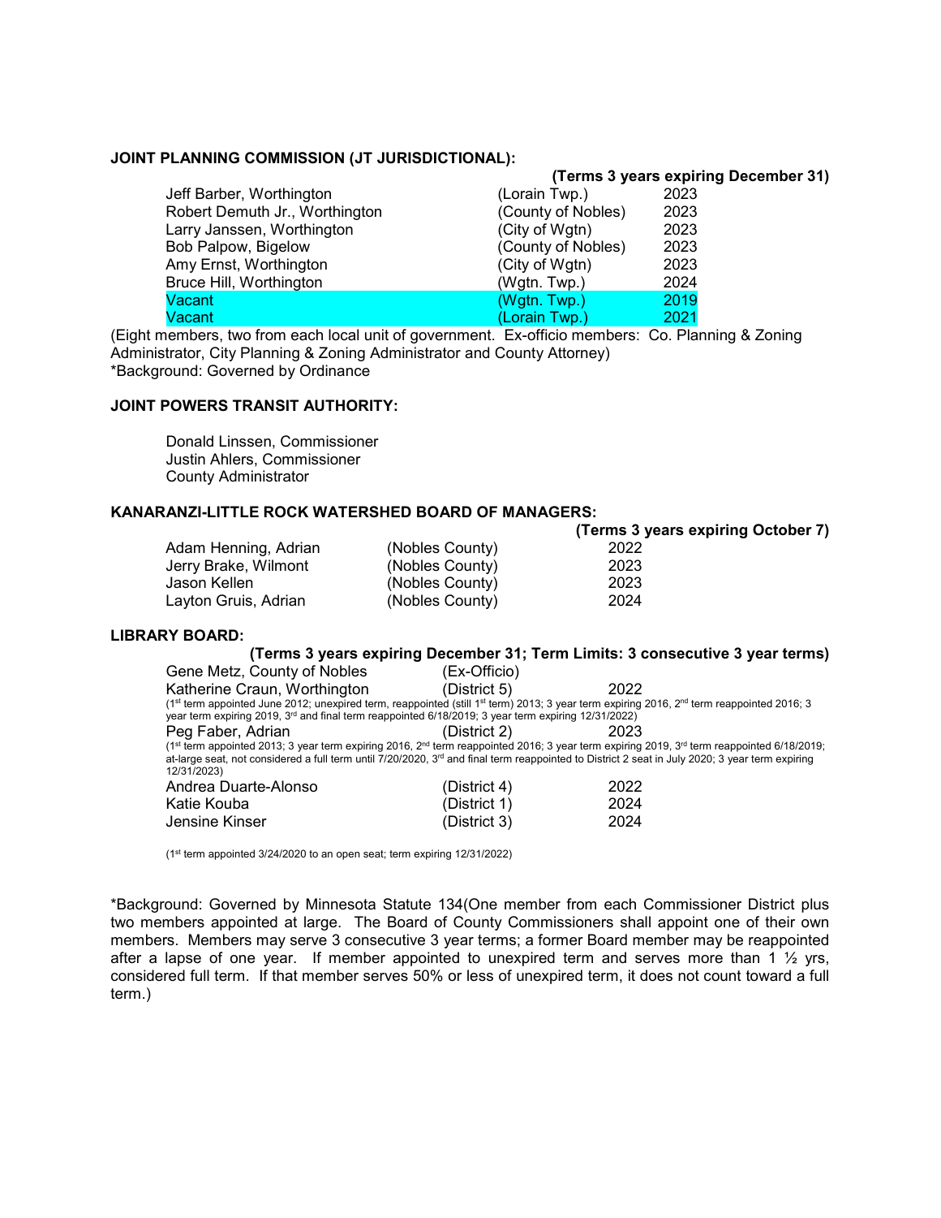**JOINT PLANNING COMMISSION (JT JURISDICTIONAL):**

**(Terms 3 years expiring December 31)**

| | | |
|---|---|---|
| Jeff Barber, Worthington | (Lorain Twp.) | 2023 |
| Robert Demuth Jr., Worthington | (County of Nobles) | 2023 |
| Larry Janssen, Worthington | (City of Wgtn) | 2023 |
| Bob Palpow, Bigelow | (County of Nobles) | 2023 |
| Amy Ernst, Worthington | (City of Wgtn) | 2023 |
| Bruce Hill, Worthington | (Wgtn. Twp.) | 2024 |
| Vacant | (Wgtn. Twp.) | 2019 |
| Vacant | (Lorain Twp.) | 2021 |

(Eight members, two from each local unit of government. Ex-officio members: Co. Planning & Zoning Administrator, City Planning & Zoning Administrator and County Attorney)
*Background: Governed by Ordinance

**JOINT POWERS TRANSIT AUTHORITY:**

Donald Linssen, Commissioner
Justin Ahlers, Commissioner
County Administrator

**KANARANZI-LITTLE ROCK WATERSHED BOARD OF MANAGERS:**

**(Terms 3 years expiring October 7)**

| | | |
|---|---|---|
| Adam Henning, Adrian | (Nobles County) | 2022 |
| Jerry Brake, Wilmont | (Nobles County) | 2023 |
| Jason Kellen | (Nobles County) | 2023 |
| Layton Gruis, Adrian | (Nobles County) | 2024 |

**LIBRARY BOARD:**

**(Terms 3 years expiring December 31; Term Limits: 3 consecutive 3 year terms)**

Gene Metz, County of Nobles (Ex-Officio)

Katherine Craun, Worthington (District 5) 2022
(1st term appointed June 2012; unexpired term, reappointed (still 1st term) 2013; 3 year term expiring 2016, 2nd term reappointed 2016; 3 year term expiring 2019, 3rd and final term reappointed 6/18/2019; 3 year term expiring 12/31/2022)

Peg Faber, Adrian (District 2) 2023
(1st term appointed 2013; 3 year term expiring 2016, 2nd term reappointed 2016; 3 year term expiring 2019, 3rd term reappointed 6/18/2019; at-large seat, not considered a full term until 7/20/2020, 3rd and final term reappointed to District 2 seat in July 2020; 3 year term expiring 12/31/2023)

| | | |
|---|---|---|
| Andrea Duarte-Alonso | (District 4) | 2022 |
| Katie Kouba | (District 1) | 2024 |
| Jensine Kinser | (District 3) | 2024 |

(1st term appointed 3/24/2020 to an open seat; term expiring 12/31/2022)

*Background: Governed by Minnesota Statute 134(One member from each Commissioner District plus two members appointed at large. The Board of County Commissioners shall appoint one of their own members. Members may serve 3 consecutive 3 year terms; a former Board member may be reappointed after a lapse of one year. If member appointed to unexpired term and serves more than 1 ½ yrs, considered full term. If that member serves 50% or less of unexpired term, it does not count toward a full term.)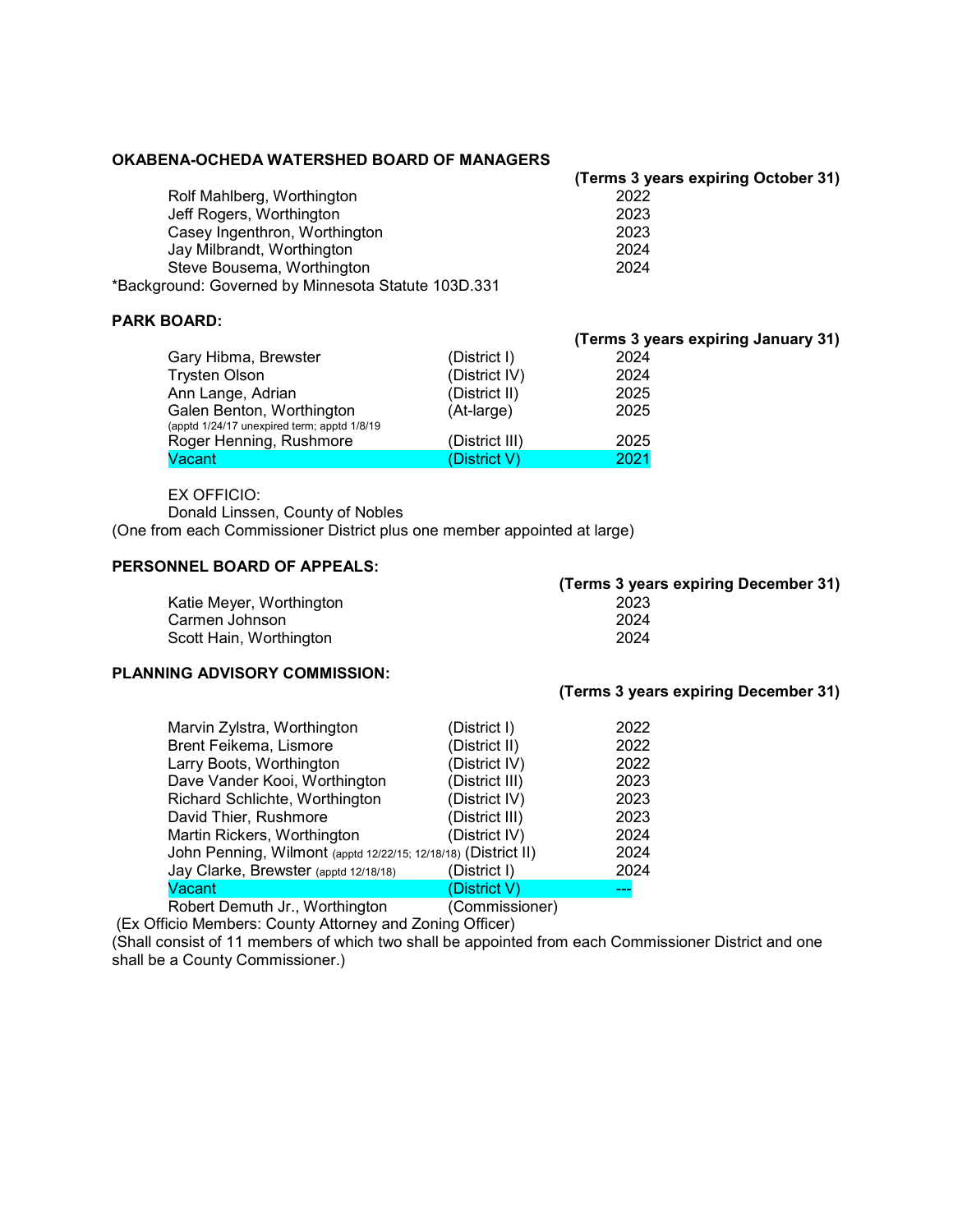### OKABENA-OCHEDA WATERSHED BOARD OF MANAGERS

| | (Terms 3 years expiring October 31) |
|---|---|
| Rolf Mahlberg, Worthington | 2022 |
| Jeff Rogers, Worthington | 2023 |
| Casey Ingenthron, Worthington | 2023 |
| Jay Milbrandt, Worthington | 2024 |
| Steve Bousema, Worthington | 2024 |

*Background: Governed by Minnesota Statute 103D.331

### PARK BOARD:

| | | (Terms 3 years expiring January 31) |
|---|---|---|
| Gary Hibma, Brewster | (District I) | 2024 |
| Trysten Olson | (District IV) | 2024 |
| Ann Lange, Adrian | (District II) | 2025 |
| Galen Benton, Worthington (apptd 1/24/17 unexpired term; apptd 1/8/19 | (At-large) | 2025 |
| Roger Henning, Rushmore | (District III) | 2025 |
| Vacant | (District V) | 2021 |

EX OFFICIO:
Donald Linssen, County of Nobles

(One from each Commissioner District plus one member appointed at large)

### PERSONNEL BOARD OF APPEALS:

| | (Terms 3 years expiring December 31) |
|---|---|
| Katie Meyer, Worthington | 2023 |
| Carmen Johnson | 2024 |
| Scott Hain, Worthington | 2024 |

### PLANNING ADVISORY COMMISSION:

| | | (Terms 3 years expiring December 31) |
|---|---|---|
| Marvin Zylstra, Worthington | (District I) | 2022 |
| Brent Feikema, Lismore | (District II) | 2022 |
| Larry Boots, Worthington | (District IV) | 2022 |
| Dave Vander Kooi, Worthington | (District III) | 2023 |
| Richard Schlichte, Worthington | (District IV) | 2023 |
| David Thier, Rushmore | (District III) | 2023 |
| Martin Rickers, Worthington | (District IV) | 2024 |
| John Penning, Wilmont (apptd 12/22/15; 12/18/18) | (District II) | 2024 |
| Jay Clarke, Brewster (apptd 12/18/18) | (District I) | 2024 |
| Vacant | (District V) | --- |
| Robert Demuth Jr., Worthington | (Commissioner) | |

(Ex Officio Members: County Attorney and Zoning Officer)

(Shall consist of 11 members of which two shall be appointed from each Commissioner District and one shall be a County Commissioner.)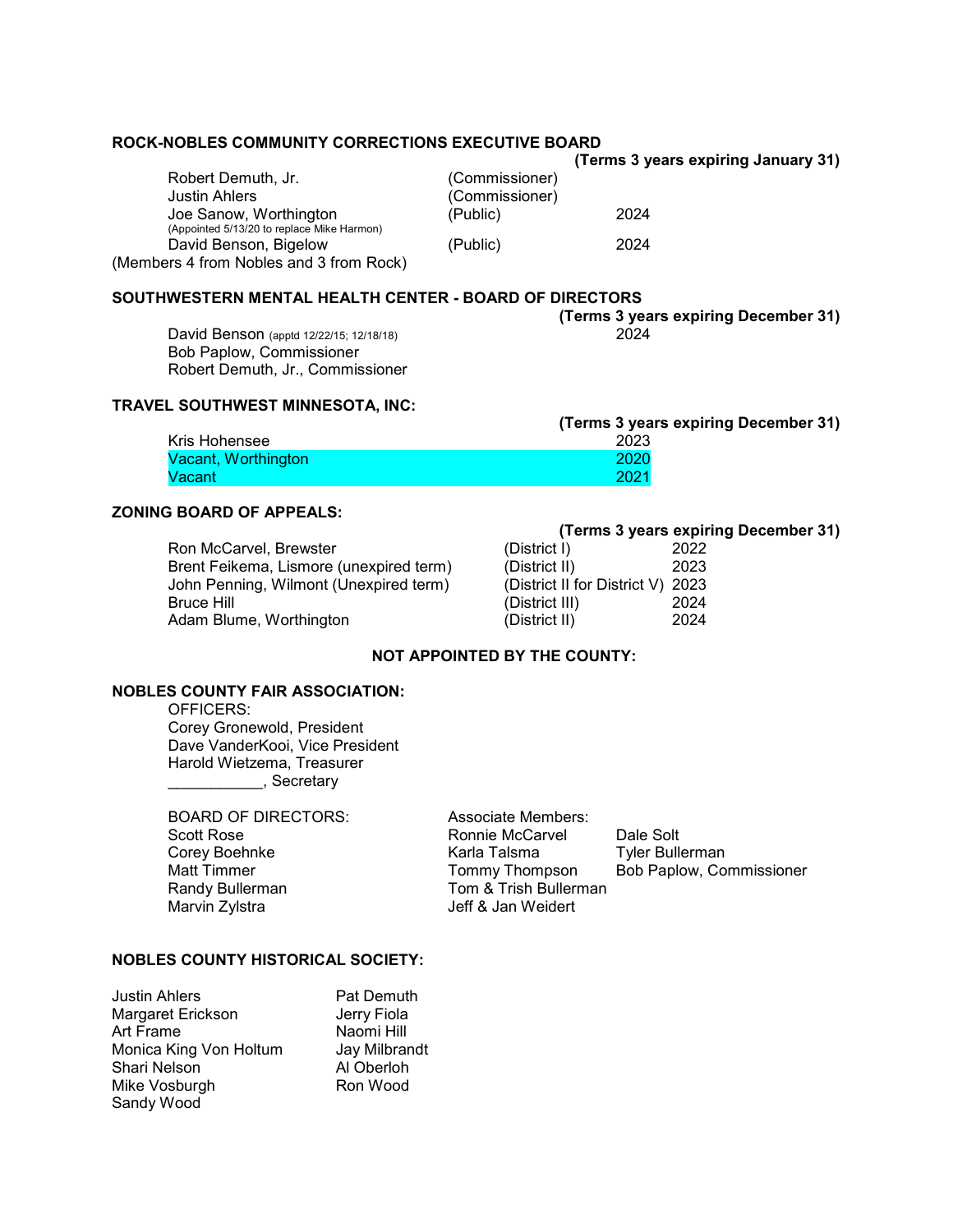### ROCK-NOBLES COMMUNITY CORRECTIONS EXECUTIVE BOARD

**(Terms 3 years expiring January 31)**

| | | |
|---|---|---|
| Robert Demuth, Jr. | (Commissioner) | |
| Justin Ahlers | (Commissioner) | |
| Joe Sanow, Worthington (Appointed 5/13/20 to replace Mike Harmon) | (Public) | 2024 |
| David Benson, Bigelow | (Public) | 2024 |

(Members 4 from Nobles and 3 from Rock)

### SOUTHWESTERN MENTAL HEALTH CENTER - BOARD OF DIRECTORS

**(Terms 3 years expiring December 31)**

| | |
|---|---|
| David Benson (apptd 12/22/15; 12/18/18) | 2024 |
| Bob Paplow, Commissioner | |
| Robert Demuth, Jr., Commissioner | |

### TRAVEL SOUTHWEST MINNESOTA, INC:

**(Terms 3 years expiring December 31)**

| | |
|---|---|
| Kris Hohensee | 2023 |
| Vacant, Worthington | 2020 |
| Vacant | 2021 |

### ZONING BOARD OF APPEALS:

**(Terms 3 years expiring December 31)**

| | | |
|---|---|---|
| Ron McCarvel, Brewster | (District I) | 2022 |
| Brent Feikema, Lismore (unexpired term) | (District II) | 2023 |
| John Penning, Wilmont (Unexpired term) | (District II for District V) | 2023 |
| Bruce Hill | (District III) | 2024 |
| Adam Blume, Worthington | (District II) | 2024 |

**NOT APPOINTED BY THE COUNTY:**

### NOBLES COUNTY FAIR ASSOCIATION:

OFFICERS:
Corey Gronewold, President
Dave VanderKooi, Vice President
Harold Wietzema, Treasurer
___________, Secretary

| BOARD OF DIRECTORS: | Associate Members: | |
|---|---|---|
| Scott Rose | Ronnie McCarvel | Dale Solt |
| Corey Boehnke | Karla Talsma | Tyler Bullerman |
| Matt Timmer | Tommy Thompson | Bob Paplow, Commissioner |
| Randy Bullerman | Tom & Trish Bullerman | |
| Marvin Zylstra | Jeff & Jan Weidert | |

### NOBLES COUNTY HISTORICAL SOCIETY:

| | |
|---|---|
| Justin Ahlers | Pat Demuth |
| Margaret Erickson | Jerry Fiola |
| Art Frame | Naomi Hill |
| Monica King Von Holtum | Jay Milbrandt |
| Shari Nelson | Al Oberloh |
| Mike Vosburgh | Ron Wood |
| Sandy Wood | |